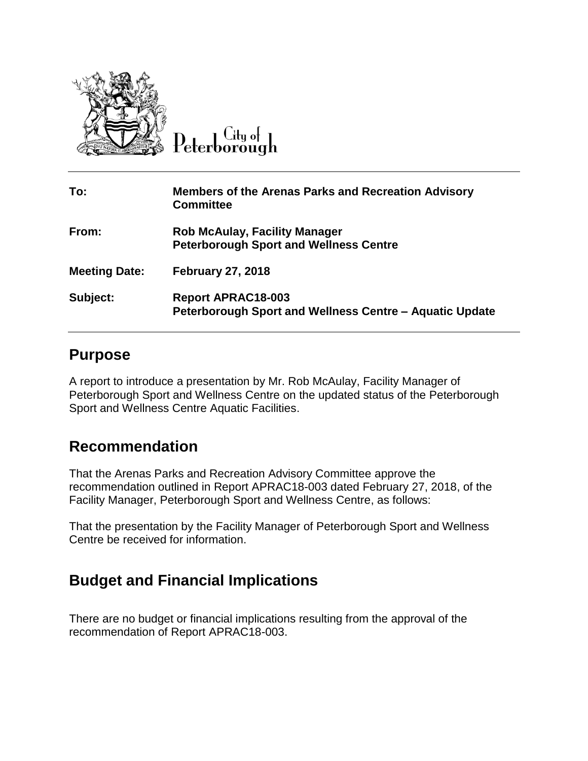City of Peterborough

| To: | Members of the Arenas Parks and Recreation Advisory Committee |
| --- | --- |
| From: | Rob McAulay, Facility Manager<br>Peterborough Sport and Wellness Centre |
| Meeting Date: | February 27, 2018 |
| Subject: | Report APRAC18-003<br>Peterborough Sport and Wellness Centre – Aquatic Update |

## Purpose

A report to introduce a presentation by Mr. Rob McAulay, Facility Manager of Peterborough Sport and Wellness Centre on the updated status of the Peterborough Sport and Wellness Centre Aquatic Facilities.

## Recommendation

That the Arenas Parks and Recreation Advisory Committee approve the recommendation outlined in Report APRAC18-003 dated February 27, 2018, of the Facility Manager, Peterborough Sport and Wellness Centre, as follows:

That the presentation by the Facility Manager of Peterborough Sport and Wellness Centre be received for information.

## Budget and Financial Implications

There are no budget or financial implications resulting from the approval of the recommendation of Report APRAC18-003.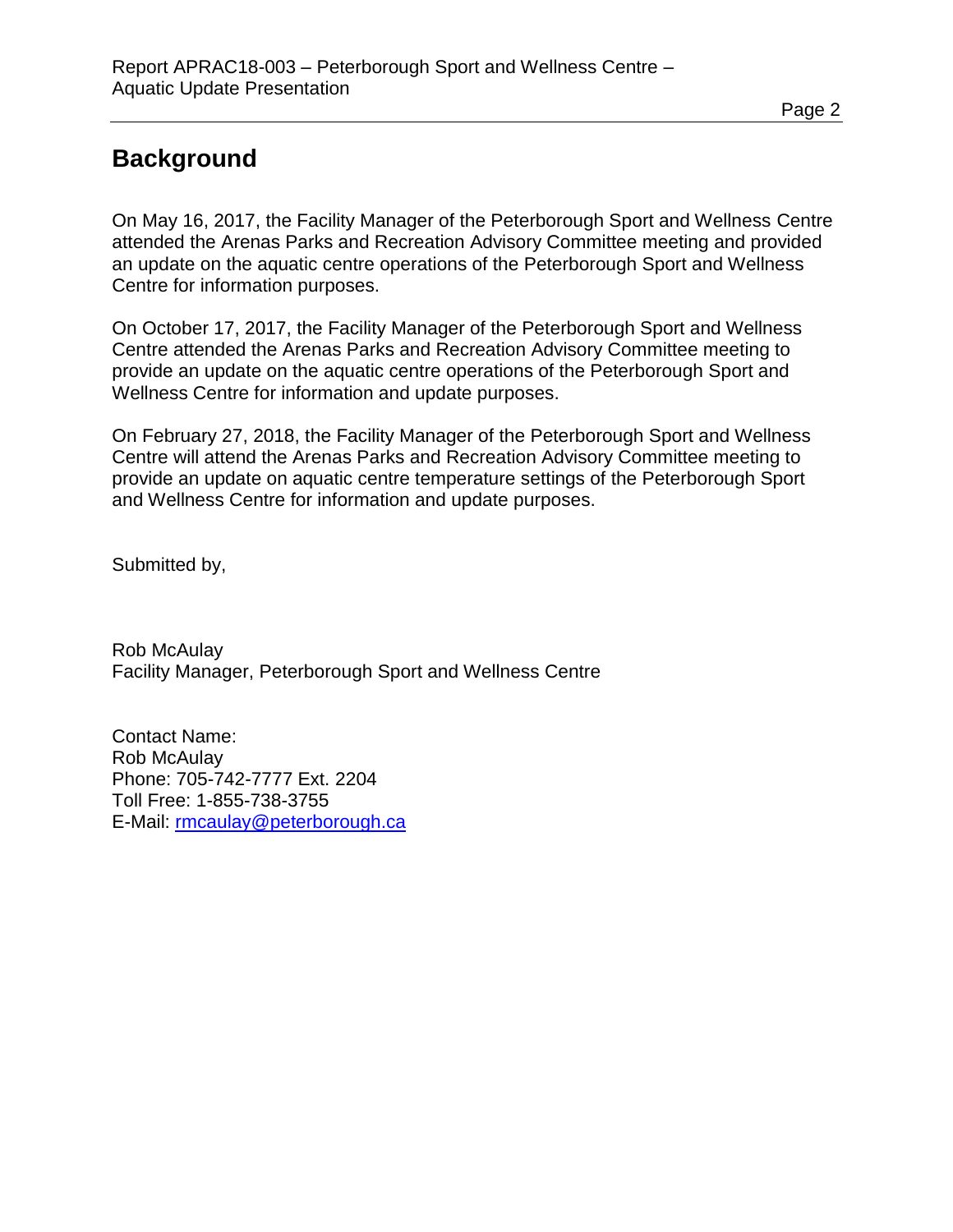## Background

On May 16, 2017, the Facility Manager of the Peterborough Sport and Wellness Centre attended the Arenas Parks and Recreation Advisory Committee meeting and provided an update on the aquatic centre operations of the Peterborough Sport and Wellness Centre for information purposes.

On October 17, 2017, the Facility Manager of the Peterborough Sport and Wellness Centre attended the Arenas Parks and Recreation Advisory Committee meeting to provide an update on the aquatic centre operations of the Peterborough Sport and Wellness Centre for information and update purposes.

On February 27, 2018, the Facility Manager of the Peterborough Sport and Wellness Centre will attend the Arenas Parks and Recreation Advisory Committee meeting to provide an update on aquatic centre temperature settings of the Peterborough Sport and Wellness Centre for information and update purposes.

Submitted by,

Rob McAulay
Facility Manager, Peterborough Sport and Wellness Centre

Contact Name:
Rob McAulay
Phone: 705-742-7777 Ext. 2204
Toll Free: 1-855-738-3755
E-Mail: rmcaulay@peterborough.ca